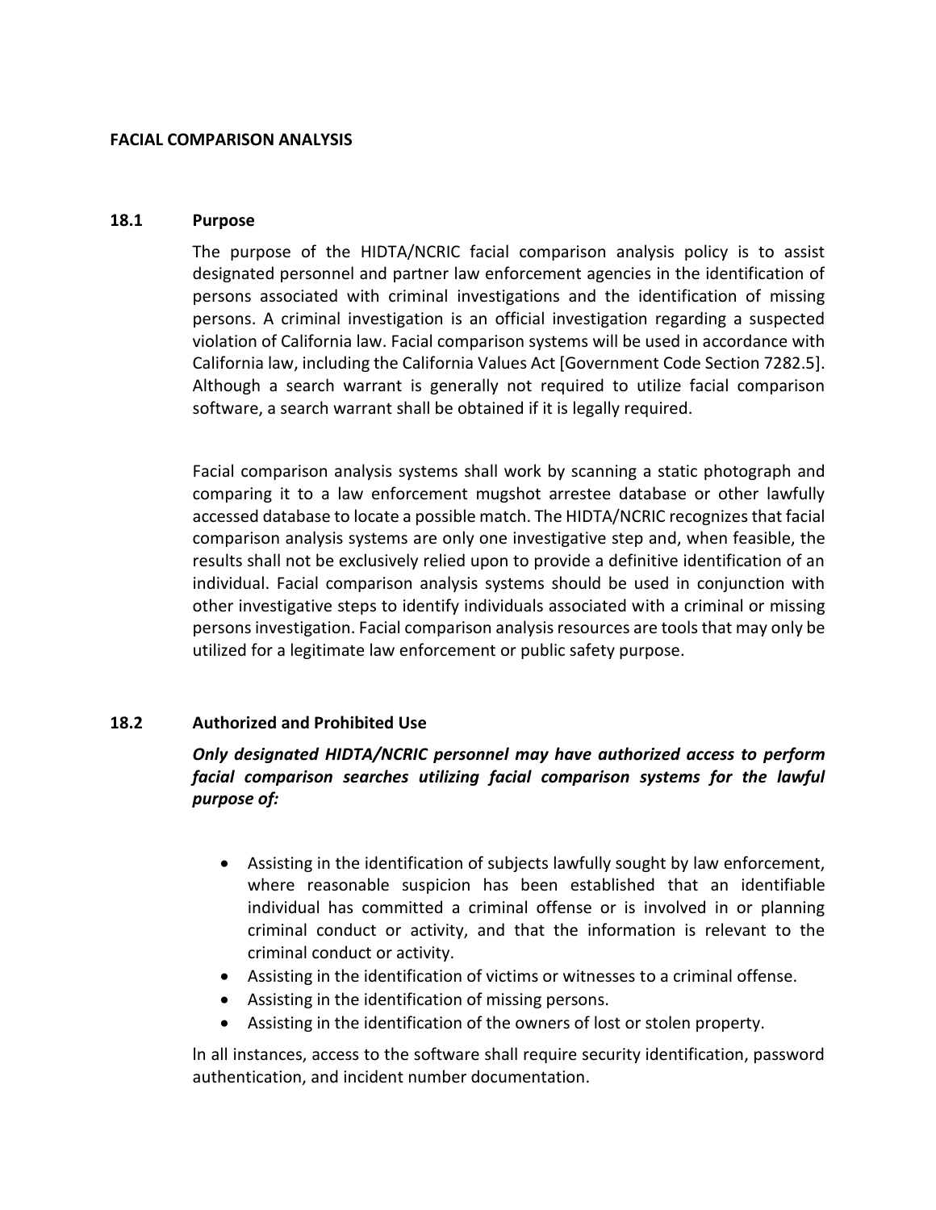**FACIAL COMPARISON ANALYSIS**

## 18.1 Purpose

The purpose of the HIDTA/NCRIC facial comparison analysis policy is to assist designated personnel and partner law enforcement agencies in the identification of persons associated with criminal investigations and the identification of missing persons. A criminal investigation is an official investigation regarding a suspected violation of California law. Facial comparison systems will be used in accordance with California law, including the California Values Act [Government Code Section 7282.5]. Although a search warrant is generally not required to utilize facial comparison software, a search warrant shall be obtained if it is legally required.

Facial comparison analysis systems shall work by scanning a static photograph and comparing it to a law enforcement mugshot arrestee database or other lawfully accessed database to locate a possible match. The HIDTA/NCRIC recognizes that facial comparison analysis systems are only one investigative step and, when feasible, the results shall not be exclusively relied upon to provide a definitive identification of an individual. Facial comparison analysis systems should be used in conjunction with other investigative steps to identify individuals associated with a criminal or missing persons investigation. Facial comparison analysis resources are tools that may only be utilized for a legitimate law enforcement or public safety purpose.

## 18.2 Authorized and Prohibited Use

***Only designated HIDTA/NCRIC personnel may have authorized access to perform facial comparison searches utilizing facial comparison systems for the lawful purpose of:***

- Assisting in the identification of subjects lawfully sought by law enforcement, where reasonable suspicion has been established that an identifiable individual has committed a criminal offense or is involved in or planning criminal conduct or activity, and that the information is relevant to the criminal conduct or activity.
- Assisting in the identification of victims or witnesses to a criminal offense.
- Assisting in the identification of missing persons.
- Assisting in the identification of the owners of lost or stolen property.

In all instances, access to the software shall require security identification, password authentication, and incident number documentation.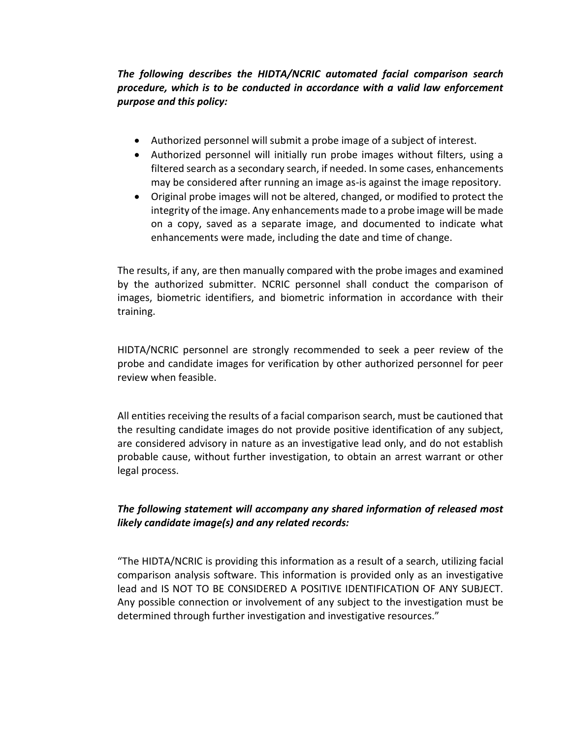***The following describes the HIDTA/NCRIC automated facial comparison search procedure, which is to be conducted in accordance with a valid law enforcement purpose and this policy:***

- Authorized personnel will submit a probe image of a subject of interest.
- Authorized personnel will initially run probe images without filters, using a filtered search as a secondary search, if needed. In some cases, enhancements may be considered after running an image as-is against the image repository.
- Original probe images will not be altered, changed, or modified to protect the integrity of the image. Any enhancements made to a probe image will be made on a copy, saved as a separate image, and documented to indicate what enhancements were made, including the date and time of change.

The results, if any, are then manually compared with the probe images and examined by the authorized submitter. NCRIC personnel shall conduct the comparison of images, biometric identifiers, and biometric information in accordance with their training.

HIDTA/NCRIC personnel are strongly recommended to seek a peer review of the probe and candidate images for verification by other authorized personnel for peer review when feasible.

All entities receiving the results of a facial comparison search, must be cautioned that the resulting candidate images do not provide positive identification of any subject, are considered advisory in nature as an investigative lead only, and do not establish probable cause, without further investigation, to obtain an arrest warrant or other legal process.

***The following statement will accompany any shared information of released most likely candidate image(s) and any related records:***

"The HIDTA/NCRIC is providing this information as a result of a search, utilizing facial comparison analysis software. This information is provided only as an investigative lead and IS NOT TO BE CONSIDERED A POSITIVE IDENTIFICATION OF ANY SUBJECT. Any possible connection or involvement of any subject to the investigation must be determined through further investigation and investigative resources."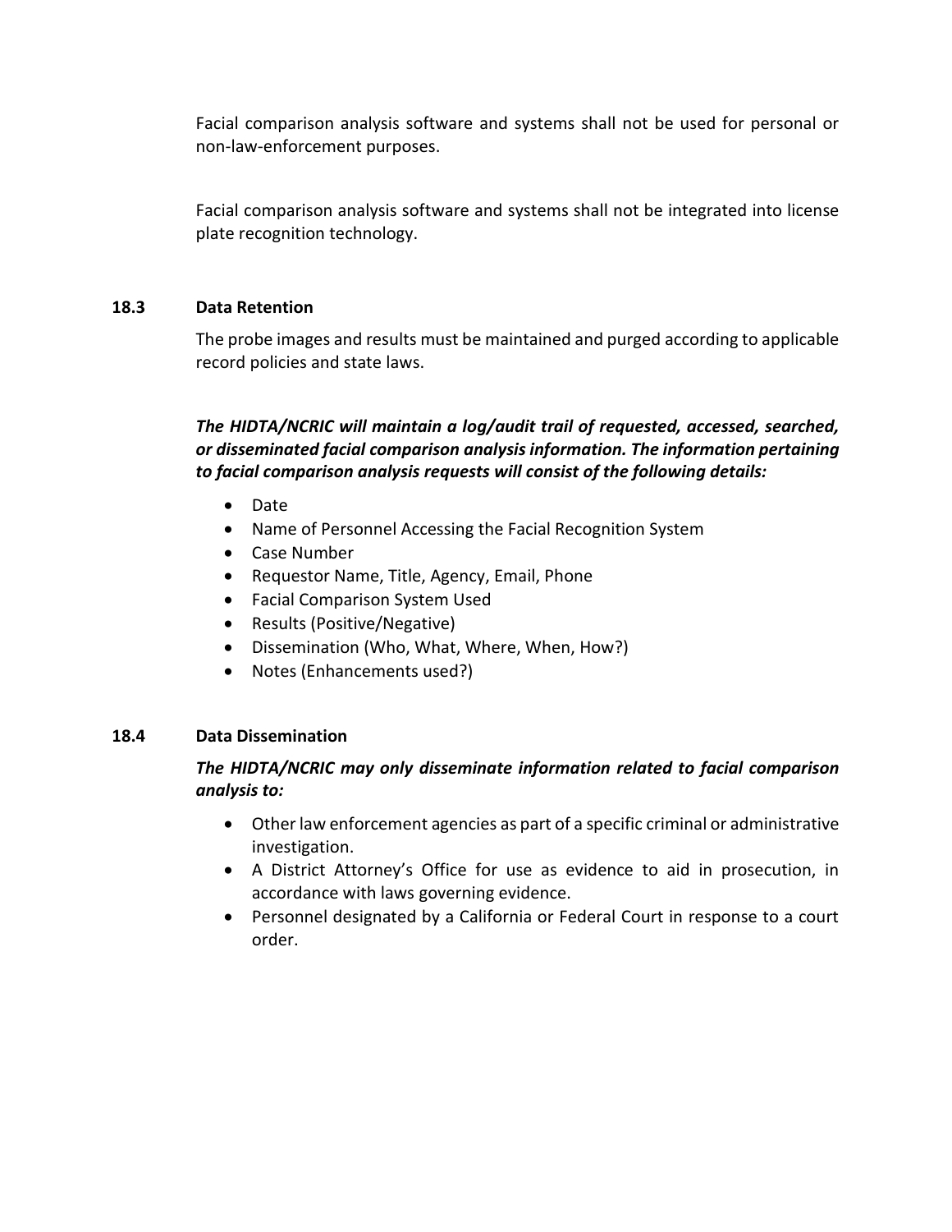Facial comparison analysis software and systems shall not be used for personal or non-law-enforcement purposes.

Facial comparison analysis software and systems shall not be integrated into license plate recognition technology.

### 18.3 Data Retention

The probe images and results must be maintained and purged according to applicable record policies and state laws.

***The HIDTA/NCRIC will maintain a log/audit trail of requested, accessed, searched, or disseminated facial comparison analysis information. The information pertaining to facial comparison analysis requests will consist of the following details:***

- Date
- Name of Personnel Accessing the Facial Recognition System
- Case Number
- Requestor Name, Title, Agency, Email, Phone
- Facial Comparison System Used
- Results (Positive/Negative)
- Dissemination (Who, What, Where, When, How?)
- Notes (Enhancements used?)

### 18.4 Data Dissemination

***The HIDTA/NCRIC may only disseminate information related to facial comparison analysis to:***

- Other law enforcement agencies as part of a specific criminal or administrative investigation.
- A District Attorney's Office for use as evidence to aid in prosecution, in accordance with laws governing evidence.
- Personnel designated by a California or Federal Court in response to a court order.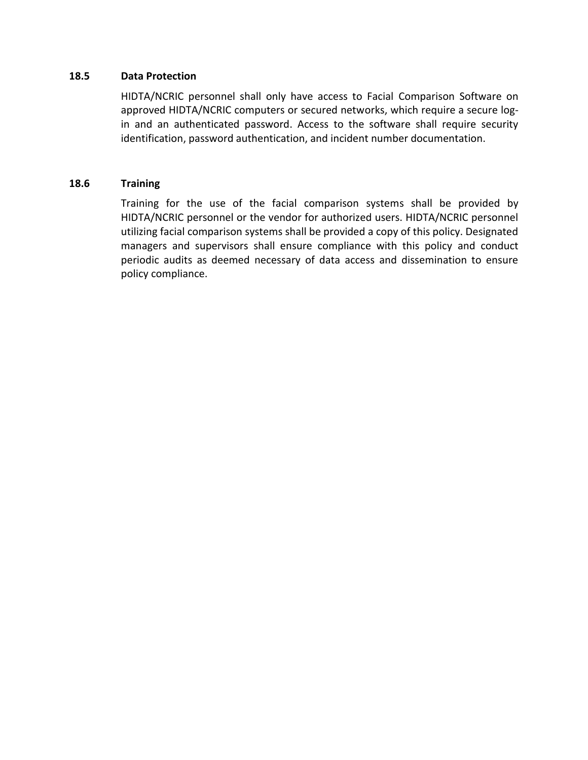### 18.5 Data Protection

HIDTA/NCRIC personnel shall only have access to Facial Comparison Software on approved HIDTA/NCRIC computers or secured networks, which require a secure log-in and an authenticated password. Access to the software shall require security identification, password authentication, and incident number documentation.

### 18.6 Training

Training for the use of the facial comparison systems shall be provided by HIDTA/NCRIC personnel or the vendor for authorized users. HIDTA/NCRIC personnel utilizing facial comparison systems shall be provided a copy of this policy. Designated managers and supervisors shall ensure compliance with this policy and conduct periodic audits as deemed necessary of data access and dissemination to ensure policy compliance.